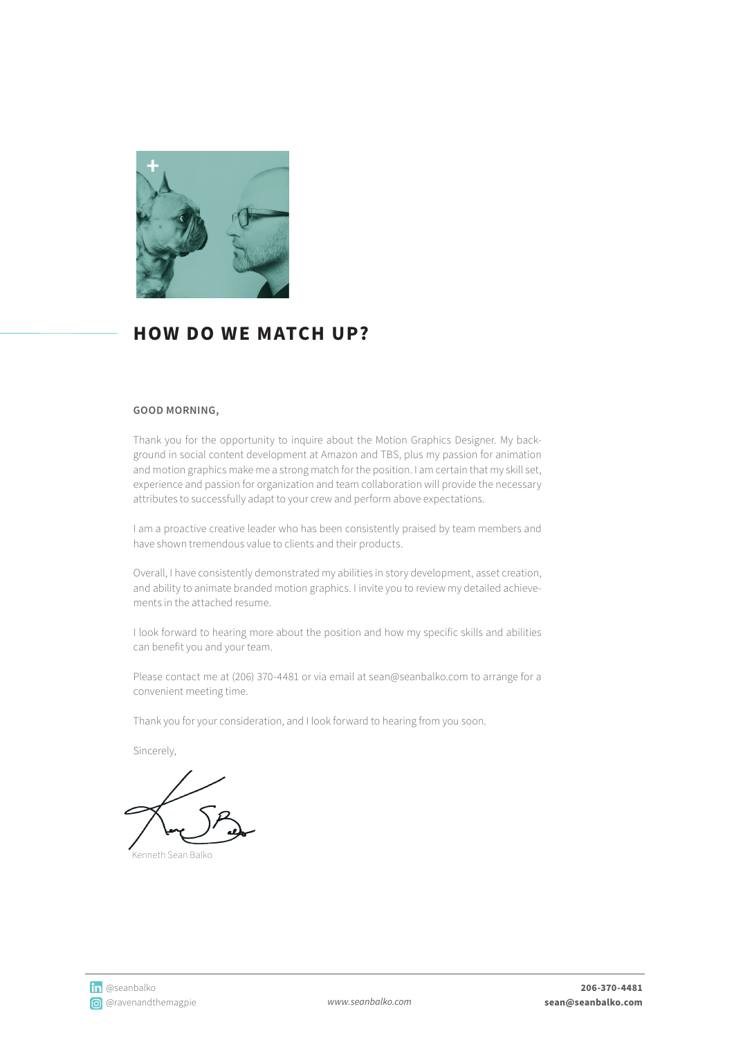## HOW DO WE MATCH UP?

**GOOD MORNING,**

Thank you for the opportunity to inquire about the Motion Graphics Designer. My background in social content development at Amazon and TBS, plus my passion for animation and motion graphics make me a strong match for the position. I am certain that my skill set, experience and passion for organization and team collaboration will provide the necessary attributes to successfully adapt to your crew and perform above expectations.

I am a proactive creative leader who has been consistently praised by team members and have shown tremendous value to clients and their products.

Overall, I have consistently demonstrated my abilities in story development, asset creation, and ability to animate branded motion graphics. I invite you to review my detailed achievements in the attached resume.

I look forward to hearing more about the position and how my specific skills and abilities can benefit you and your team.

Please contact me at (206) 370-4481 or via email at sean@seanbalko.com to arrange for a convenient meeting time.

Thank you for your consideration, and I look forward to hearing from you soon.

Sincerely,

Kenneth Sean Balko

@seanbalko
@ravenandthemagpie

*www.seanbalko.com*

**206-370-4481**
**sean@seanbalko.com**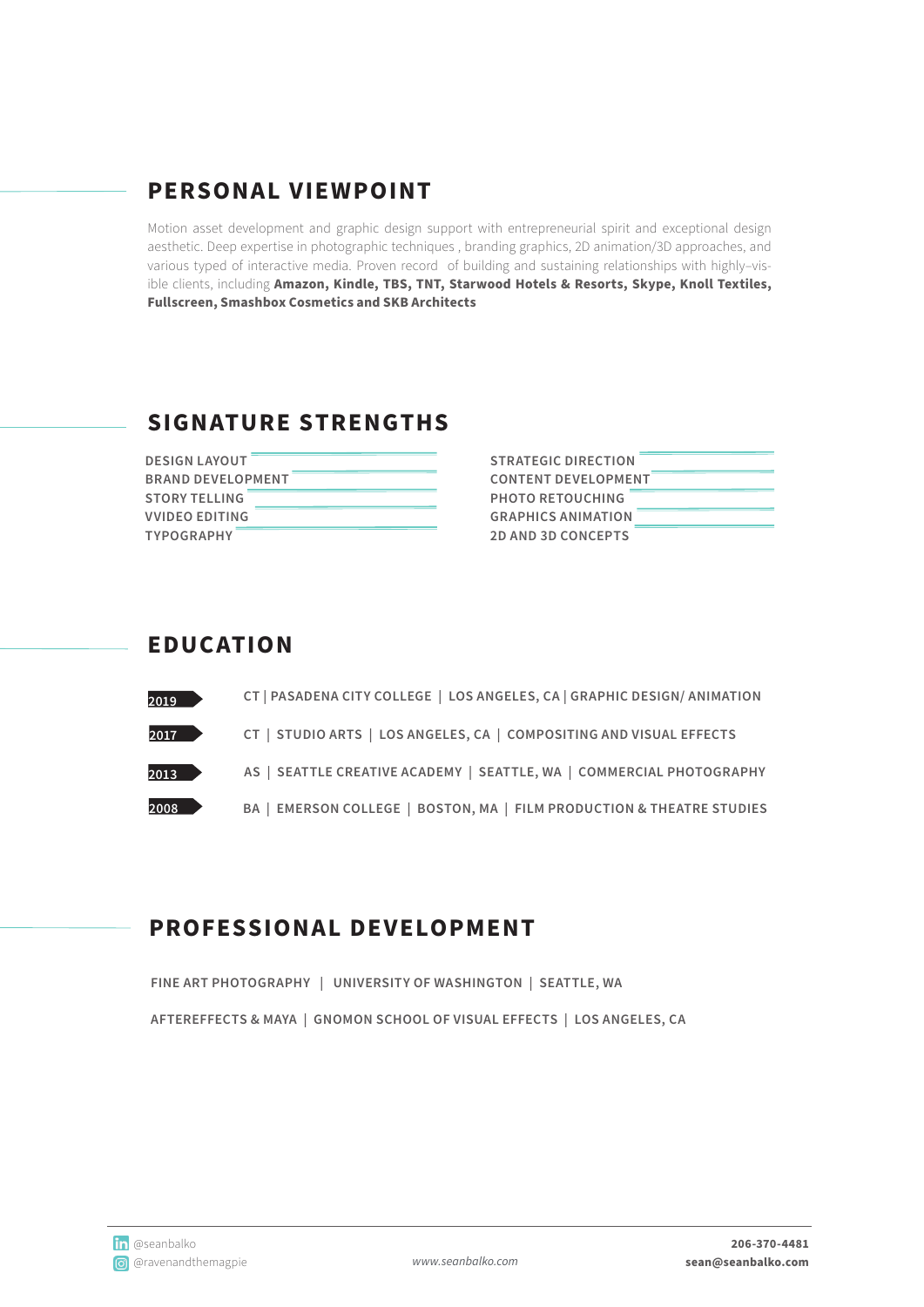## PERSONAL VIEWPOINT

Motion asset development and graphic design support with entrepreneurial spirit and exceptional design aesthetic. Deep expertise in photographic techniques , branding graphics, 2D animation/3D approaches, and various typed of interactive media. Proven record of building and sustaining relationships with highly-visible clients, including **Amazon, Kindle, TBS, TNT, Starwood Hotels & Resorts, Skype, Knoll Textiles, Fullscreen, Smashbox Cosmetics and SKB Architects**

## SIGNATURE STRENGTHS

- DESIGN LAYOUT
- BRAND DEVELOPMENT
- STORY TELLING
- VVIDEO EDITING
- TYPOGRAPHY
- STRATEGIC DIRECTION
- CONTENT DEVELOPMENT
- PHOTO RETOUCHING
- GRAPHICS ANIMATION
- 2D AND 3D CONCEPTS

## EDUCATION

**2019** CT | PASADENA CITY COLLEGE | LOS ANGELES, CA | GRAPHIC DESIGN/ ANIMATION

**2017** CT | STUDIO ARTS | LOS ANGELES, CA | COMPOSITING AND VISUAL EFFECTS

**2013** AS | SEATTLE CREATIVE ACADEMY | SEATTLE, WA | COMMERCIAL PHOTOGRAPHY

**2008** BA | EMERSON COLLEGE | BOSTON, MA | FILM PRODUCTION & THEATRE STUDIES

## PROFESSIONAL DEVELOPMENT

FINE ART PHOTOGRAPHY | UNIVERSITY OF WASHINGTON | SEATTLE, WA

AFTEREFFECTS & MAYA | GNOMON SCHOOL OF VISUAL EFFECTS | LOS ANGELES, CA

@seanbalko
@ravenandthemagpie

*www.seanbalko.com*

**206-370-4481**
**sean@seanbalko.com**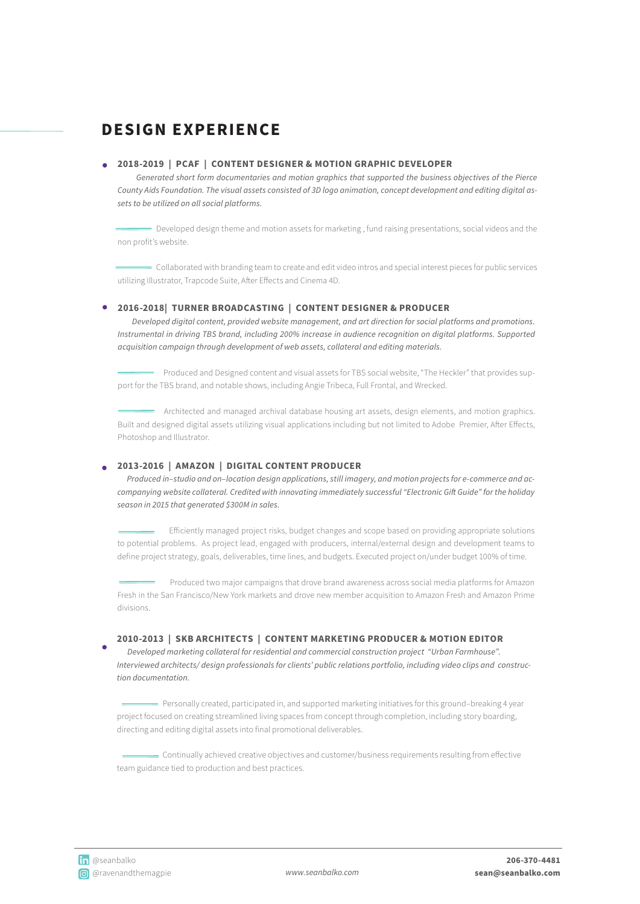# DESIGN EXPERIENCE

### 2018-2019 | PCAF | CONTENT DESIGNER & MOTION GRAPHIC DEVELOPER

*Generated short form documentaries and motion graphics that supported the business objectives of the Pierce County Aids Foundation. The visual assets consisted of 3D logo animation, concept development and editing digital assets to be utilized on all social platforms.*

- Developed design theme and motion assets for marketing , fund raising presentations, social videos and the non profit's website.
- Collaborated with branding team to create and edit video intros and special interest pieces for public services utilizing Illustrator, Trapcode Suite, After Effects and Cinema 4D.

### 2016-2018| TURNER BROADCASTING | CONTENT DESIGNER & PRODUCER

*Developed digital content, provided website management, and art direction for social platforms and promotions. Instrumental in driving TBS brand, including 200% increase in audience recognition on digital platforms. Supported acquisition campaign through development of web assets, collateral and editing materials.*

- Produced and Designed content and visual assets for TBS social website, "The Heckler" that provides support for the TBS brand, and notable shows, including Angie Tribeca, Full Frontal, and Wrecked.
- Architected and managed archival database housing art assets, design elements, and motion graphics. Built and designed digital assets utilizing visual applications including but not limited to Adobe Premier, After Effects, Photoshop and Illustrator.

### 2013-2016 | AMAZON | DIGITAL CONTENT PRODUCER

*Produced in–studio and on–location design applications, still imagery, and motion projects for e-commerce and accompanying website collateral. Credited with innovating immediately successful "Electronic Gift Guide" for the holiday season in 2015 that generated $300M in sales.*

- Efficiently managed project risks, budget changes and scope based on providing appropriate solutions to potential problems. As project lead, engaged with producers, internal/external design and development teams to define project strategy, goals, deliverables, time lines, and budgets. Executed project on/under budget 100% of time.
- Produced two major campaigns that drove brand awareness across social media platforms for Amazon Fresh in the San Francisco/New York markets and drove new member acquisition to Amazon Fresh and Amazon Prime divisions.

### 2010-2013 | SKB ARCHITECTS | CONTENT MARKETING PRODUCER & MOTION EDITOR

*Developed marketing collateral for residential and commercial construction project "Urban Farmhouse". Interviewed architects/ design professionals for clients' public relations portfolio, including video clips and construction documentation.*

- Personally created, participated in, and supported marketing initiatives for this ground–breaking 4 year project focused on creating streamlined living spaces from concept through completion, including story boarding, directing and editing digital assets into final promotional deliverables.
- Continually achieved creative objectives and customer/business requirements resulting from effective team guidance tied to production and best practices.

@seanbalko
@ravenandthemagpie
www.seanbalko.com
**206-370-4481**
**sean@seanbalko.com**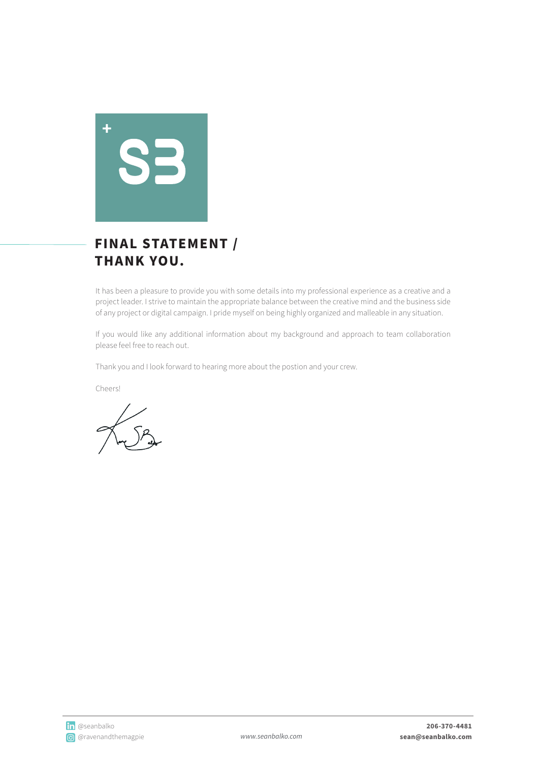# FINAL STATEMENT / THANK YOU.

It has been a pleasure to provide you with some details into my professional experience as a creative and a project leader. I strive to maintain the appropriate balance between the creative mind and the business side of any project or digital campaign. I pride myself on being highly organized and malleable in any situation.

If you would like any additional information about my background and approach to team collaboration please feel free to reach out.

Thank you and I look forward to hearing more about the postion and your crew.

Cheers!

@seanbalko
@ravenandthemagpie

*www.seanbalko.com*

**206-370-4481**
**sean@seanbalko.com**